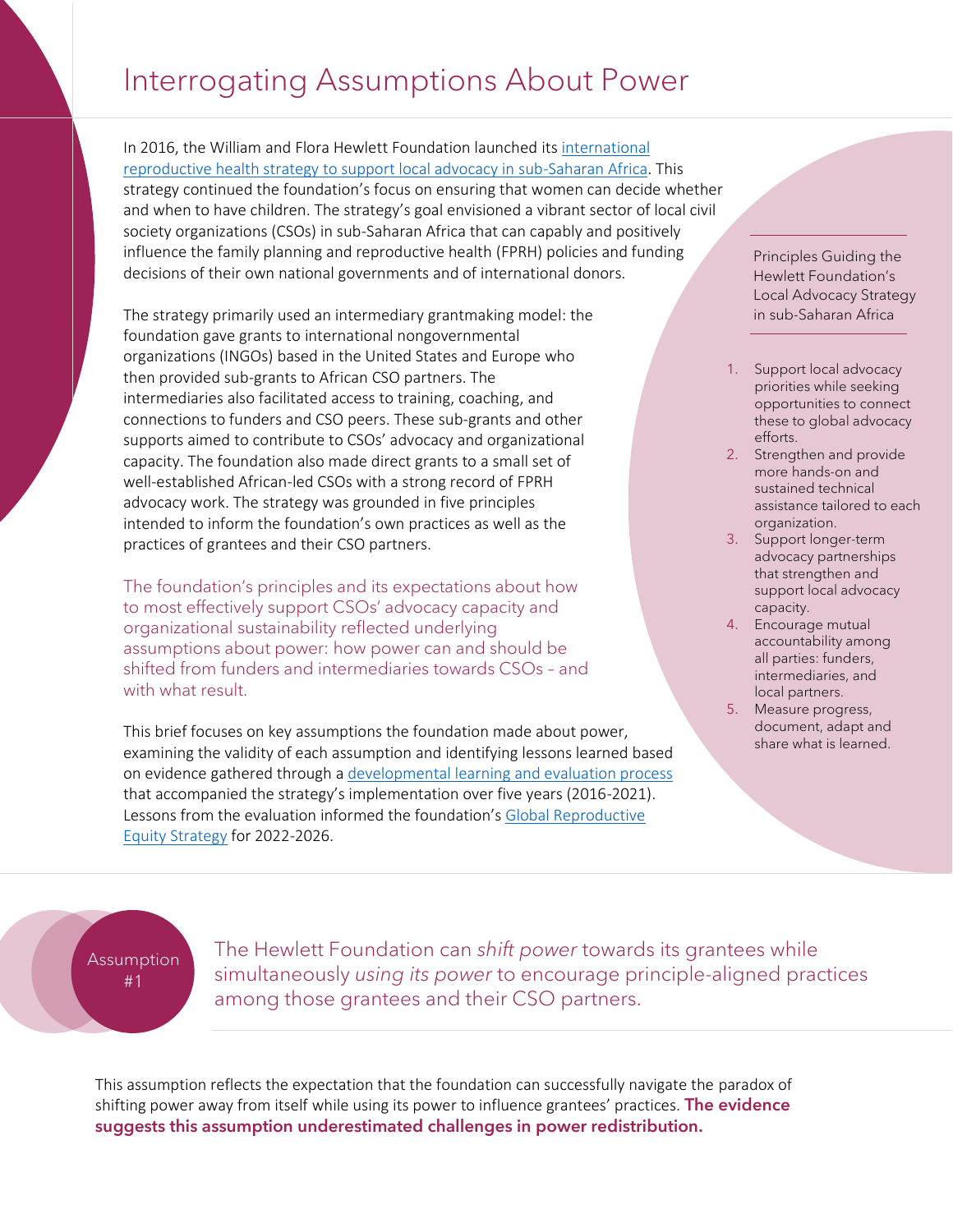# Interrogating Assumptions About Power

In 2016, the William and Flora Hewlett Foundation launched its [international reproductive health strategy to support local advocacy in sub-Saharan Africa](). This strategy continued the foundation's focus on ensuring that women can decide whether and when to have children. The strategy's goal envisioned a vibrant sector of local civil society organizations (CSOs) in sub-Saharan Africa that can capably and positively influence the family planning and reproductive health (FPRH) policies and funding decisions of their own national governments and of international donors.

The strategy primarily used an intermediary grantmaking model: the foundation gave grants to international nongovernmental organizations (INGOs) based in the United States and Europe who then provided sub-grants to African CSO partners. The intermediaries also facilitated access to training, coaching, and connections to funders and CSO peers. These sub-grants and other supports aimed to contribute to CSOs' advocacy and organizational capacity. The foundation also made direct grants to a small set of well-established African-led CSOs with a strong record of FPRH advocacy work. The strategy was grounded in five principles intended to inform the foundation's own practices as well as the practices of grantees and their CSO partners.

The foundation's principles and its expectations about how to most effectively support CSOs' advocacy capacity and organizational sustainability reflected underlying assumptions about power: how power can and should be shifted from funders and intermediaries towards CSOs – and with what result.

This brief focuses on key assumptions the foundation made about power, examining the validity of each assumption and identifying lessons learned based on evidence gathered through a [developmental learning and evaluation process]() that accompanied the strategy's implementation over five years (2016-2021). Lessons from the evaluation informed the foundation's [Global Reproductive Equity Strategy]() for 2022-2026.

**Principles Guiding the Hewlett Foundation's Local Advocacy Strategy in sub-Saharan Africa**

1. Support local advocacy priorities while seeking opportunities to connect these to global advocacy efforts.
2. Strengthen and provide more hands-on and sustained technical assistance tailored to each organization.
3. Support longer-term advocacy partnerships that strengthen and support local advocacy capacity.
4. Encourage mutual accountability among all parties: funders, intermediaries, and local partners.
5. Measure progress, document, adapt and share what is learned.

## Assumption #1

The Hewlett Foundation can *shift power* towards its grantees while simultaneously *using its power* to encourage principle-aligned practices among those grantees and their CSO partners.

This assumption reflects the expectation that the foundation can successfully navigate the paradox of shifting power away from itself while using its power to influence grantees' practices. **The evidence suggests this assumption underestimated challenges in power redistribution.**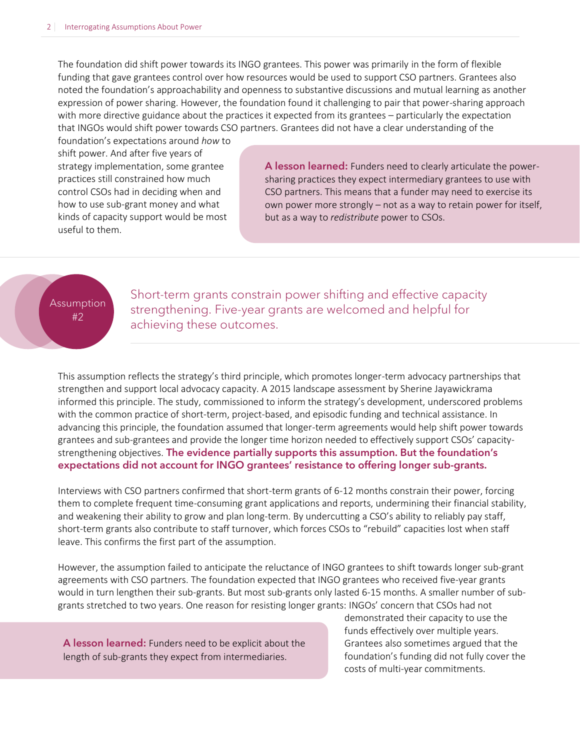The foundation did shift power towards its INGO grantees. This power was primarily in the form of flexible funding that gave grantees control over how resources would be used to support CSO partners. Grantees also noted the foundation's approachability and openness to substantive discussions and mutual learning as another expression of power sharing. However, the foundation found it challenging to pair that power-sharing approach with more directive guidance about the practices it expected from its grantees – particularly the expectation that INGOs would shift power towards CSO partners. Grantees did not have a clear understanding of the foundation's expectations around *how* to shift power. And after five years of strategy implementation, some grantee practices still constrained how much control CSOs had in deciding when and how to use sub-grant money and what kinds of capacity support would be most useful to them.

> **A lesson learned:** Funders need to clearly articulate the power-sharing practices they expect intermediary grantees to use with CSO partners. This means that a funder may need to exercise its own power more strongly – not as a way to retain power for itself, but as a way to *redistribute* power to CSOs.

## Assumption #2

## Short-term grants constrain power shifting and effective capacity strengthening. Five-year grants are welcomed and helpful for achieving these outcomes.

This assumption reflects the strategy's third principle, which promotes longer-term advocacy partnerships that strengthen and support local advocacy capacity. A 2015 landscape assessment by Sherine Jayawickrama informed this principle. The study, commissioned to inform the strategy's development, underscored problems with the common practice of short-term, project-based, and episodic funding and technical assistance. In advancing this principle, the foundation assumed that longer-term agreements would help shift power towards grantees and sub-grantees and provide the longer time horizon needed to effectively support CSOs' capacity-strengthening objectives. **The evidence partially supports this assumption. But the foundation's expectations did not account for INGO grantees' resistance to offering longer sub-grants.**

Interviews with CSO partners confirmed that short-term grants of 6-12 months constrain their power, forcing them to complete frequent time-consuming grant applications and reports, undermining their financial stability, and weakening their ability to grow and plan long-term. By undercutting a CSO's ability to reliably pay staff, short-term grants also contribute to staff turnover, which forces CSOs to "rebuild" capacities lost when staff leave. This confirms the first part of the assumption.

However, the assumption failed to anticipate the reluctance of INGO grantees to shift towards longer sub-grant agreements with CSO partners. The foundation expected that INGO grantees who received five-year grants would in turn lengthen their sub-grants. But most sub-grants only lasted 6-15 months. A smaller number of sub-grants stretched to two years. One reason for resisting longer grants: INGOs' concern that CSOs had not demonstrated their capacity to use the funds effectively over multiple years. Grantees also sometimes argued that the foundation's funding did not fully cover the costs of multi-year commitments.

> **A lesson learned:** Funders need to be explicit about the length of sub-grants they expect from intermediaries.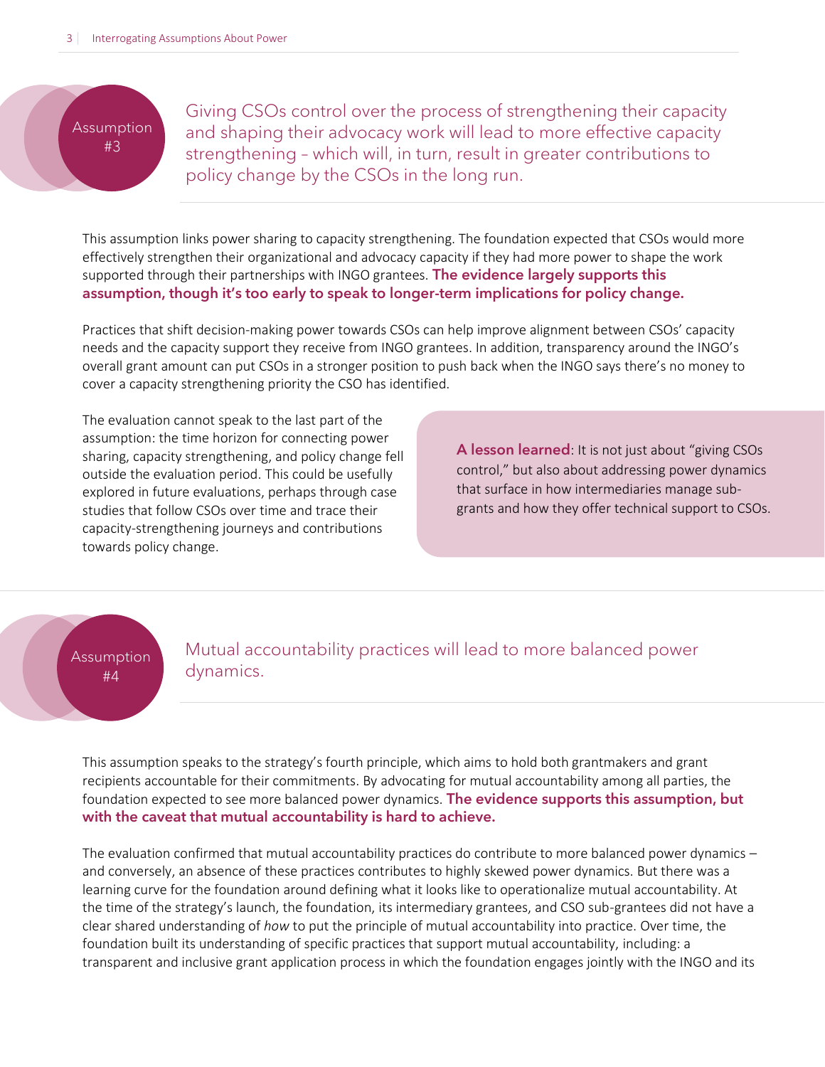## Assumption #3

Giving CSOs control over the process of strengthening their capacity and shaping their advocacy work will lead to more effective capacity strengthening – which will, in turn, result in greater contributions to policy change by the CSOs in the long run.

This assumption links power sharing to capacity strengthening. The foundation expected that CSOs would more effectively strengthen their organizational and advocacy capacity if they had more power to shape the work supported through their partnerships with INGO grantees. **The evidence largely supports this assumption, though it's too early to speak to longer-term implications for policy change.**

Practices that shift decision-making power towards CSOs can help improve alignment between CSOs' capacity needs and the capacity support they receive from INGO grantees. In addition, transparency around the INGO's overall grant amount can put CSOs in a stronger position to push back when the INGO says there's no money to cover a capacity strengthening priority the CSO has identified.

The evaluation cannot speak to the last part of the assumption: the time horizon for connecting power sharing, capacity strengthening, and policy change fell outside the evaluation period. This could be usefully explored in future evaluations, perhaps through case studies that follow CSOs over time and trace their capacity-strengthening journeys and contributions towards policy change.

> **A lesson learned**: It is not just about "giving CSOs control," but also about addressing power dynamics that surface in how intermediaries manage sub-grants and how they offer technical support to CSOs.

## Assumption #4

Mutual accountability practices will lead to more balanced power dynamics.

This assumption speaks to the strategy's fourth principle, which aims to hold both grantmakers and grant recipients accountable for their commitments. By advocating for mutual accountability among all parties, the foundation expected to see more balanced power dynamics. **The evidence supports this assumption, but with the caveat that mutual accountability is hard to achieve.**

The evaluation confirmed that mutual accountability practices do contribute to more balanced power dynamics – and conversely, an absence of these practices contributes to highly skewed power dynamics. But there was a learning curve for the foundation around defining what it looks like to operationalize mutual accountability. At the time of the strategy's launch, the foundation, its intermediary grantees, and CSO sub-grantees did not have a clear shared understanding of *how* to put the principle of mutual accountability into practice. Over time, the foundation built its understanding of specific practices that support mutual accountability, including: a transparent and inclusive grant application process in which the foundation engages jointly with the INGO and its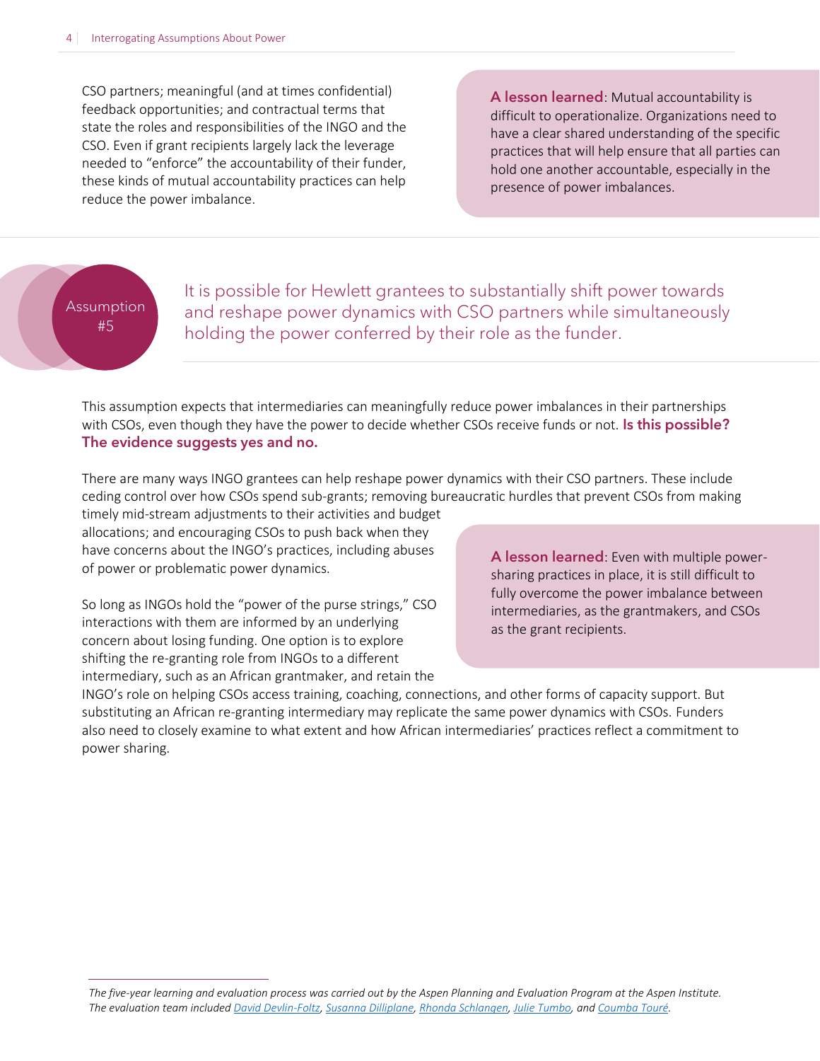CSO partners; meaningful (and at times confidential) feedback opportunities; and contractual terms that state the roles and responsibilities of the INGO and the CSO. Even if grant recipients largely lack the leverage needed to "enforce" the accountability of their funder, these kinds of mutual accountability practices can help reduce the power imbalance.

> **A lesson learned**: Mutual accountability is difficult to operationalize. Organizations need to have a clear shared understanding of the specific practices that will help ensure that all parties can hold one another accountable, especially in the presence of power imbalances.

## Assumption #5

### It is possible for Hewlett grantees to substantially shift power towards and reshape power dynamics with CSO partners while simultaneously holding the power conferred by their role as the funder.

This assumption expects that intermediaries can meaningfully reduce power imbalances in their partnerships with CSOs, even though they have the power to decide whether CSOs receive funds or not. **Is this possible? The evidence suggests yes and no.**

There are many ways INGO grantees can help reshape power dynamics with their CSO partners. These include ceding control over how CSOs spend sub-grants; removing bureaucratic hurdles that prevent CSOs from making timely mid-stream adjustments to their activities and budget allocations; and encouraging CSOs to push back when they have concerns about the INGO's practices, including abuses of power or problematic power dynamics.

> **A lesson learned**: Even with multiple power-sharing practices in place, it is still difficult to fully overcome the power imbalance between intermediaries, as the grantmakers, and CSOs as the grant recipients.

So long as INGOs hold the "power of the purse strings," CSO interactions with them are informed by an underlying concern about losing funding. One option is to explore shifting the re-granting role from INGOs to a different intermediary, such as an African grantmaker, and retain the INGO's role on helping CSOs access training, coaching, connections, and other forms of capacity support. But substituting an African re-granting intermediary may replicate the same power dynamics with CSOs. Funders also need to closely examine to what extent and how African intermediaries' practices reflect a commitment to power sharing.

---

*The five-year learning and evaluation process was carried out by the Aspen Planning and Evaluation Program at the Aspen Institute. The evaluation team included David Devlin-Foltz, Susanna Dilliplane, Rhonda Schlangen, Julie Tumbo, and Coumba Touré.*